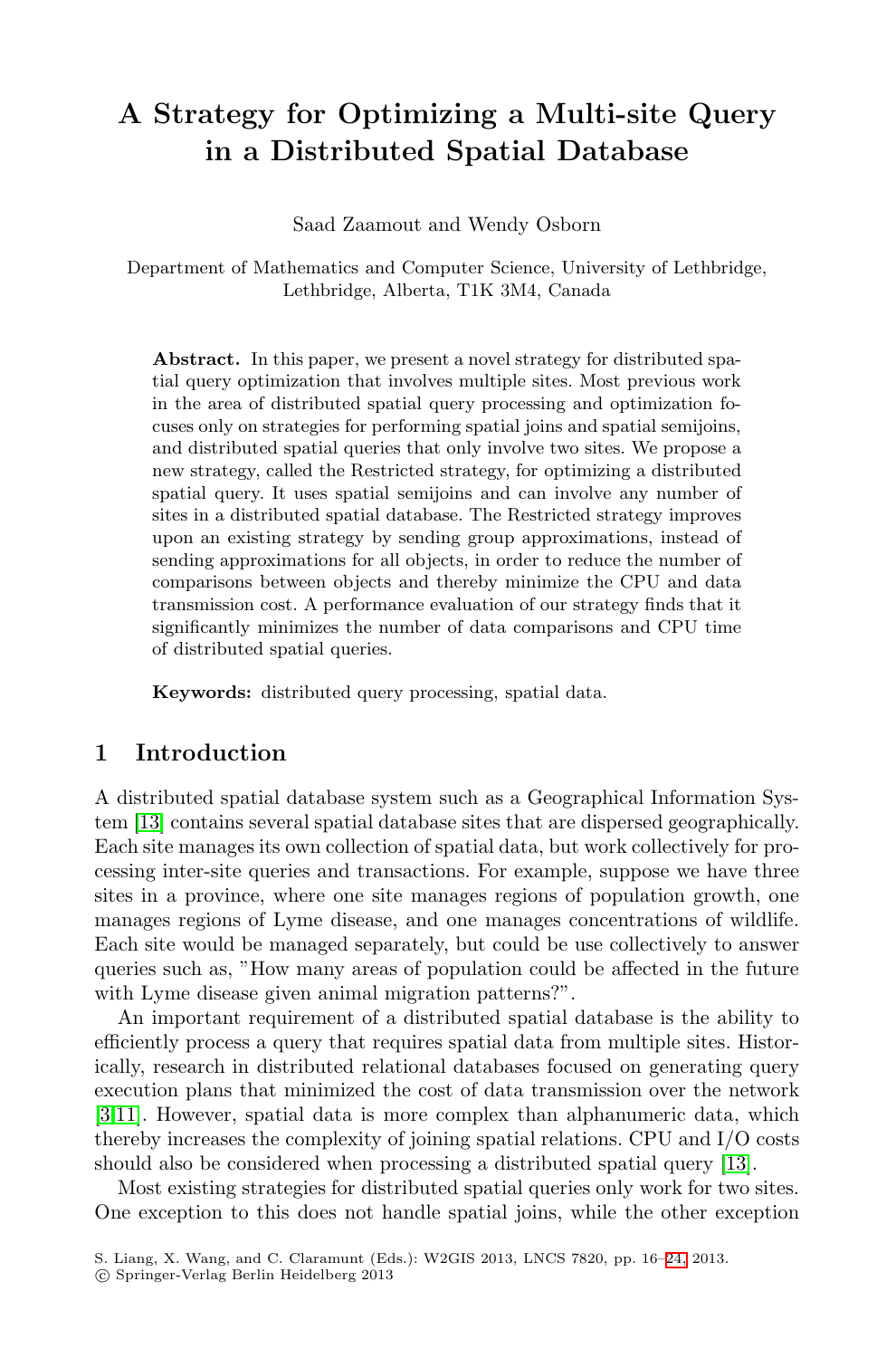# A Strategy for Optimizing a Multi-site Query in a Distributed Spatial Database

Saad Zaamout and Wendy Osborn

Department of Mathematics and Computer Science, University of Lethbridge, Lethbridge, Alberta, T1K 3M4, Canada

**Abstract.** In this paper, we present a novel strategy for distributed spatial query optimization that involves multiple sites. Most previous work in the area of distributed spatial query processing and optimization focuses only on strategies for performing spatial joins and spatial semijoins, and distributed spatial queries that only involve two sites. We propose a new strategy, called the Restricted strategy, for optimizing a distributed spatial query. It uses spatial semijoins and can involve any number of sites in a distributed spatial database. The Restricted strategy improves upon an existing strategy by sending group approximations, instead of sending approximations for all objects, in order to reduce the number of comparisons between objects and thereby minimize the CPU and data transmission cost. A performance evaluation of our strategy finds that it significantly minimizes the number of data comparisons and CPU time of distributed spatial queries.

**Keywords:** distributed query processing, spatial data.

## 1 Introduction

A distributed spatial database system such as a Geographical Information System [13] contains several spatial database sites that are dispersed geographically. Each site manages its own collection of spatial data, but work collectively for processing inter-site queries and transactions. For example, suppose we have three sites in a province, where one site manages regions of population growth, one manages regions of Lyme disease, and one manages concentrations of wildlife. Each site would be managed separately, but could be use collectively to answer queries such as, "How many areas of population could be affected in the future with Lyme disease given animal migration patterns?".

An important requirement of a distributed spatial database is the ability to efficiently process a query that requires spatial data from multiple sites. Historically, research in distributed relational databases focused on generating query execution plans that minimized the cost of data transmission over the network [3,11]. However, spatial data is more complex than alphanumeric data, which thereby increases the complexity of joining spatial relations. CPU and I/O costs should also be considered when processing a distributed spatial query [13].

Most existing strategies for distributed spatial queries only work for two sites. One exception to this does not handle spatial joins, while the other exception

S. Liang, X. Wang, and C. Claramunt (Eds.): W2GIS 2013, LNCS 7820, pp. 16–24, 2013.
© Springer-Verlag Berlin Heidelberg 2013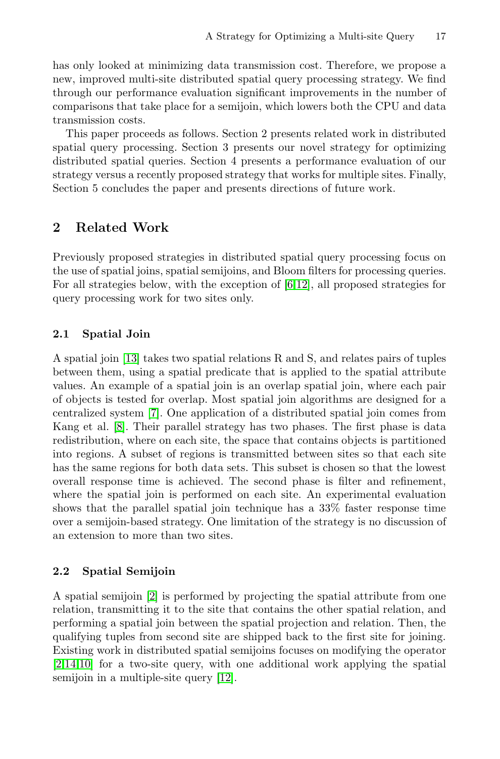has only looked at minimizing data transmission cost. Therefore, we propose a new, improved multi-site distributed spatial query processing strategy. We find through our performance evaluation significant improvements in the number of comparisons that take place for a semijoin, which lowers both the CPU and data transmission costs.

This paper proceeds as follows. Section 2 presents related work in distributed spatial query processing. Section 3 presents our novel strategy for optimizing distributed spatial queries. Section 4 presents a performance evaluation of our strategy versus a recently proposed strategy that works for multiple sites. Finally, Section 5 concludes the paper and presents directions of future work.

## 2 Related Work

Previously proposed strategies in distributed spatial query processing focus on the use of spatial joins, spatial semijoins, and Bloom filters for processing queries. For all strategies below, with the exception of [6,12], all proposed strategies for query processing work for two sites only.

### 2.1 Spatial Join

A spatial join [13] takes two spatial relations R and S, and relates pairs of tuples between them, using a spatial predicate that is applied to the spatial attribute values. An example of a spatial join is an overlap spatial join, where each pair of objects is tested for overlap. Most spatial join algorithms are designed for a centralized system [7]. One application of a distributed spatial join comes from Kang et al. [8]. Their parallel strategy has two phases. The first phase is data redistribution, where on each site, the space that contains objects is partitioned into regions. A subset of regions is transmitted between sites so that each site has the same regions for both data sets. This subset is chosen so that the lowest overall response time is achieved. The second phase is filter and refinement, where the spatial join is performed on each site. An experimental evaluation shows that the parallel spatial join technique has a 33% faster response time over a semijoin-based strategy. One limitation of the strategy is no discussion of an extension to more than two sites.

### 2.2 Spatial Semijoin

A spatial semijoin [2] is performed by projecting the spatial attribute from one relation, transmitting it to the site that contains the other spatial relation, and performing a spatial join between the spatial projection and relation. Then, the qualifying tuples from second site are shipped back to the first site for joining. Existing work in distributed spatial semijoins focuses on modifying the operator [2,14,10] for a two-site query, with one additional work applying the spatial semijoin in a multiple-site query [12].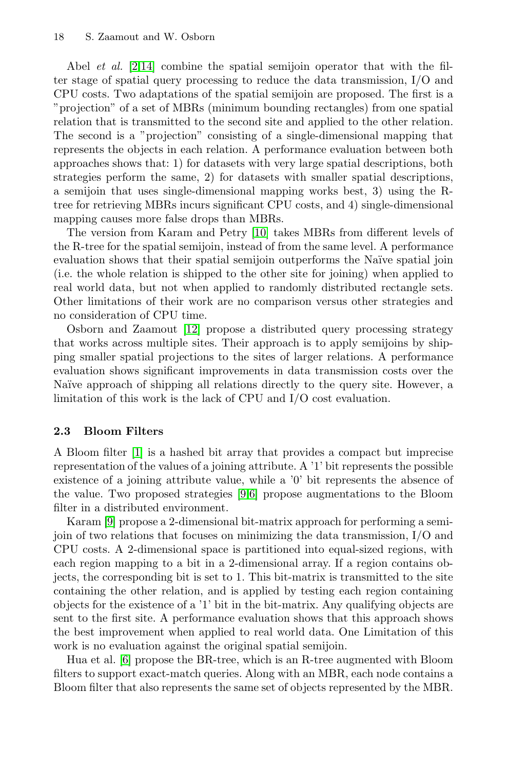Abel *et al.* [2,14] combine the spatial semijoin operator that with the filter stage of spatial query processing to reduce the data transmission, I/O and CPU costs. Two adaptations of the spatial semijoin are proposed. The first is a "projection" of a set of MBRs (minimum bounding rectangles) from one spatial relation that is transmitted to the second site and applied to the other relation. The second is a "projection" consisting of a single-dimensional mapping that represents the objects in each relation. A performance evaluation between both approaches shows that: 1) for datasets with very large spatial descriptions, both strategies perform the same, 2) for datasets with smaller spatial descriptions, a semijoin that uses single-dimensional mapping works best, 3) using the R-tree for retrieving MBRs incurs significant CPU costs, and 4) single-dimensional mapping causes more false drops than MBRs.

The version from Karam and Petry [10] takes MBRs from different levels of the R-tree for the spatial semijoin, instead of from the same level. A performance evaluation shows that their spatial semijoin outperforms the Naïve spatial join (i.e. the whole relation is shipped to the other site for joining) when applied to real world data, but not when applied to randomly distributed rectangle sets. Other limitations of their work are no comparison versus other strategies and no consideration of CPU time.

Osborn and Zaamout [12] propose a distributed query processing strategy that works across multiple sites. Their approach is to apply semijoins by shipping smaller spatial projections to the sites of larger relations. A performance evaluation shows significant improvements in data transmission costs over the Naïve approach of shipping all relations directly to the query site. However, a limitation of this work is the lack of CPU and I/O cost evaluation.

### 2.3 Bloom Filters

A Bloom filter [1] is a hashed bit array that provides a compact but imprecise representation of the values of a joining attribute. A '1' bit represents the possible existence of a joining attribute value, while a '0' bit represents the absence of the value. Two proposed strategies [9,6] propose augmentations to the Bloom filter in a distributed environment.

Karam [9] propose a 2-dimensional bit-matrix approach for performing a semijoin of two relations that focuses on minimizing the data transmission, I/O and CPU costs. A 2-dimensional space is partitioned into equal-sized regions, with each region mapping to a bit in a 2-dimensional array. If a region contains objects, the corresponding bit is set to 1. This bit-matrix is transmitted to the site containing the other relation, and is applied by testing each region containing objects for the existence of a '1' bit in the bit-matrix. Any qualifying objects are sent to the first site. A performance evaluation shows that this approach shows the best improvement when applied to real world data. One Limitation of this work is no evaluation against the original spatial semijoin.

Hua et al. [6] propose the BR-tree, which is an R-tree augmented with Bloom filters to support exact-match queries. Along with an MBR, each node contains a Bloom filter that also represents the same set of objects represented by the MBR.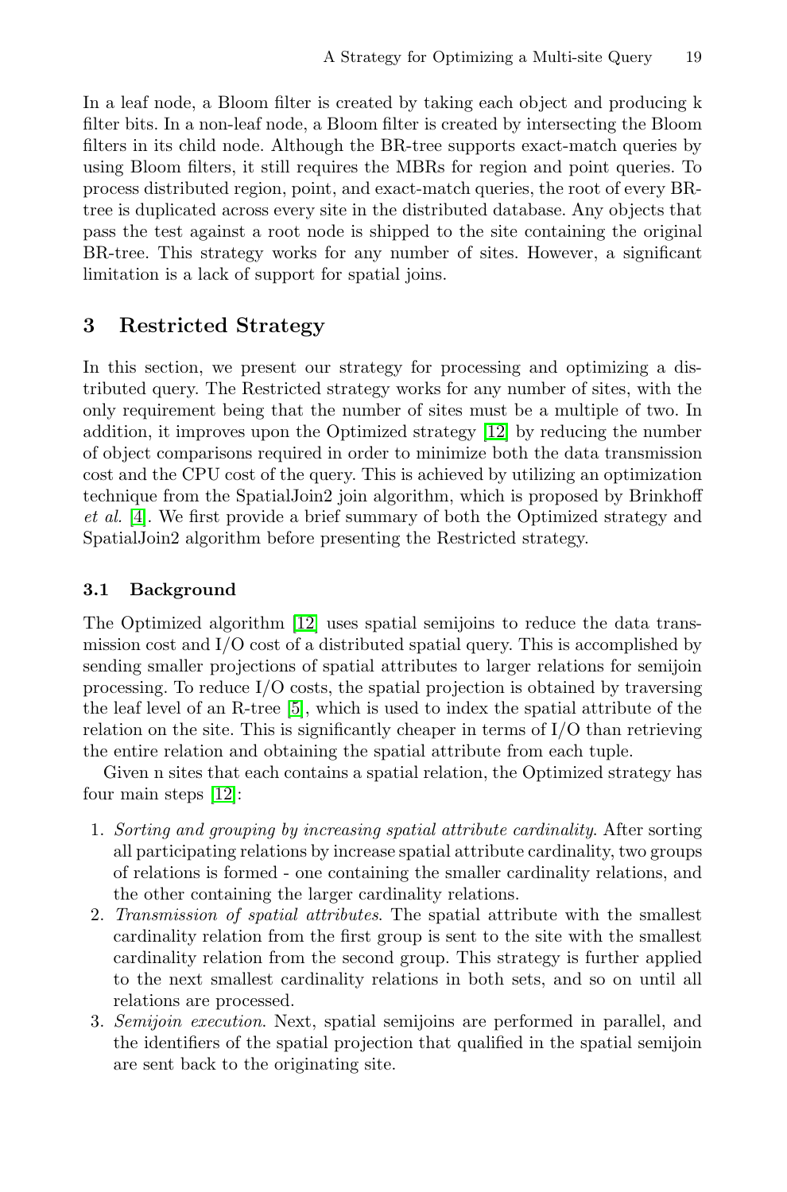In a leaf node, a Bloom filter is created by taking each object and producing k filter bits. In a non-leaf node, a Bloom filter is created by intersecting the Bloom filters in its child node. Although the BR-tree supports exact-match queries by using Bloom filters, it still requires the MBRs for region and point queries. To process distributed region, point, and exact-match queries, the root of every BR-tree is duplicated across every site in the distributed database. Any objects that pass the test against a root node is shipped to the site containing the original BR-tree. This strategy works for any number of sites. However, a significant limitation is a lack of support for spatial joins.

## 3 Restricted Strategy

In this section, we present our strategy for processing and optimizing a distributed query. The Restricted strategy works for any number of sites, with the only requirement being that the number of sites must be a multiple of two. In addition, it improves upon the Optimized strategy [12] by reducing the number of object comparisons required in order to minimize both the data transmission cost and the CPU cost of the query. This is achieved by utilizing an optimization technique from the SpatialJoin2 join algorithm, which is proposed by Brinkhoff *et al.* [4]. We first provide a brief summary of both the Optimized strategy and SpatialJoin2 algorithm before presenting the Restricted strategy.

### 3.1 Background

The Optimized algorithm [12] uses spatial semijoins to reduce the data transmission cost and I/O cost of a distributed spatial query. This is accomplished by sending smaller projections of spatial attributes to larger relations for semijoin processing. To reduce I/O costs, the spatial projection is obtained by traversing the leaf level of an R-tree [5], which is used to index the spatial attribute of the relation on the site. This is significantly cheaper in terms of I/O than retrieving the entire relation and obtaining the spatial attribute from each tuple.

Given n sites that each contains a spatial relation, the Optimized strategy has four main steps [12]:

1. *Sorting and grouping by increasing spatial attribute cardinality*. After sorting all participating relations by increase spatial attribute cardinality, two groups of relations is formed - one containing the smaller cardinality relations, and the other containing the larger cardinality relations.
2. *Transmission of spatial attributes*. The spatial attribute with the smallest cardinality relation from the first group is sent to the site with the smallest cardinality relation from the second group. This strategy is further applied to the next smallest cardinality relations in both sets, and so on until all relations are processed.
3. *Semijoin execution*. Next, spatial semijoins are performed in parallel, and the identifiers of the spatial projection that qualified in the spatial semijoin are sent back to the originating site.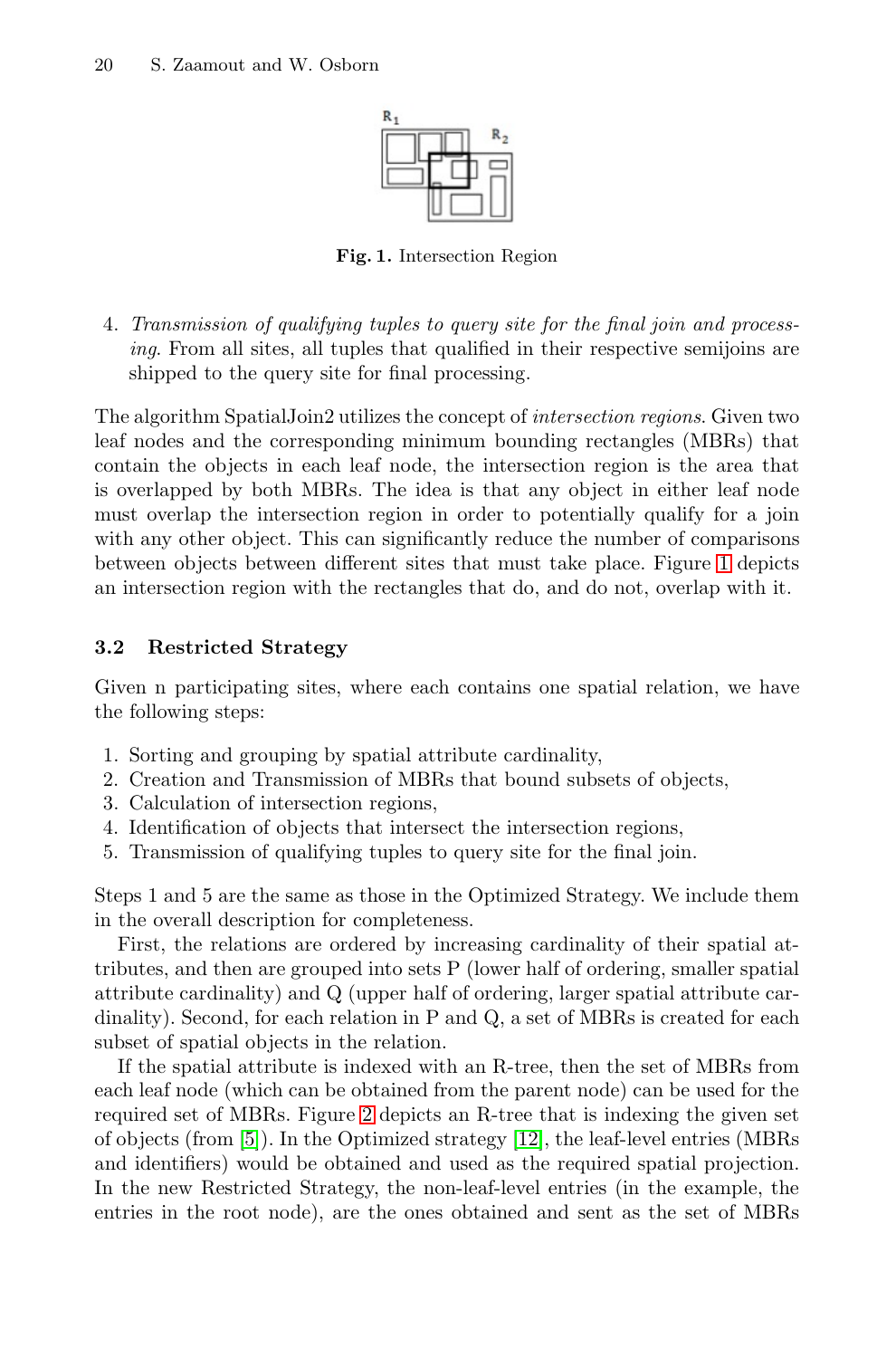**Fig. 1.** Intersection Region

4. *Transmission of qualifying tuples to query site for the final join and processing.* From all sites, all tuples that qualified in their respective semijoins are shipped to the query site for final processing.

The algorithm SpatialJoin2 utilizes the concept of *intersection regions*. Given two leaf nodes and the corresponding minimum bounding rectangles (MBRs) that contain the objects in each leaf node, the intersection region is the area that is overlapped by both MBRs. The idea is that any object in either leaf node must overlap the intersection region in order to potentially qualify for a join with any other object. This can significantly reduce the number of comparisons between objects between different sites that must take place. Figure 1 depicts an intersection region with the rectangles that do, and do not, overlap with it.

### 3.2 Restricted Strategy

Given n participating sites, where each contains one spatial relation, we have the following steps:

1. Sorting and grouping by spatial attribute cardinality,
2. Creation and Transmission of MBRs that bound subsets of objects,
3. Calculation of intersection regions,
4. Identification of objects that intersect the intersection regions,
5. Transmission of qualifying tuples to query site for the final join.

Steps 1 and 5 are the same as those in the Optimized Strategy. We include them in the overall description for completeness.

First, the relations are ordered by increasing cardinality of their spatial attributes, and then are grouped into sets P (lower half of ordering, smaller spatial attribute cardinality) and Q (upper half of ordering, larger spatial attribute cardinality). Second, for each relation in P and Q, a set of MBRs is created for each subset of spatial objects in the relation.

If the spatial attribute is indexed with an R-tree, then the set of MBRs from each leaf node (which can be obtained from the parent node) can be used for the required set of MBRs. Figure 2 depicts an R-tree that is indexing the given set of objects (from [5]). In the Optimized strategy [12], the leaf-level entries (MBRs and identifiers) would be obtained and used as the required spatial projection. In the new Restricted Strategy, the non-leaf-level entries (in the example, the entries in the root node), are the ones obtained and sent as the set of MBRs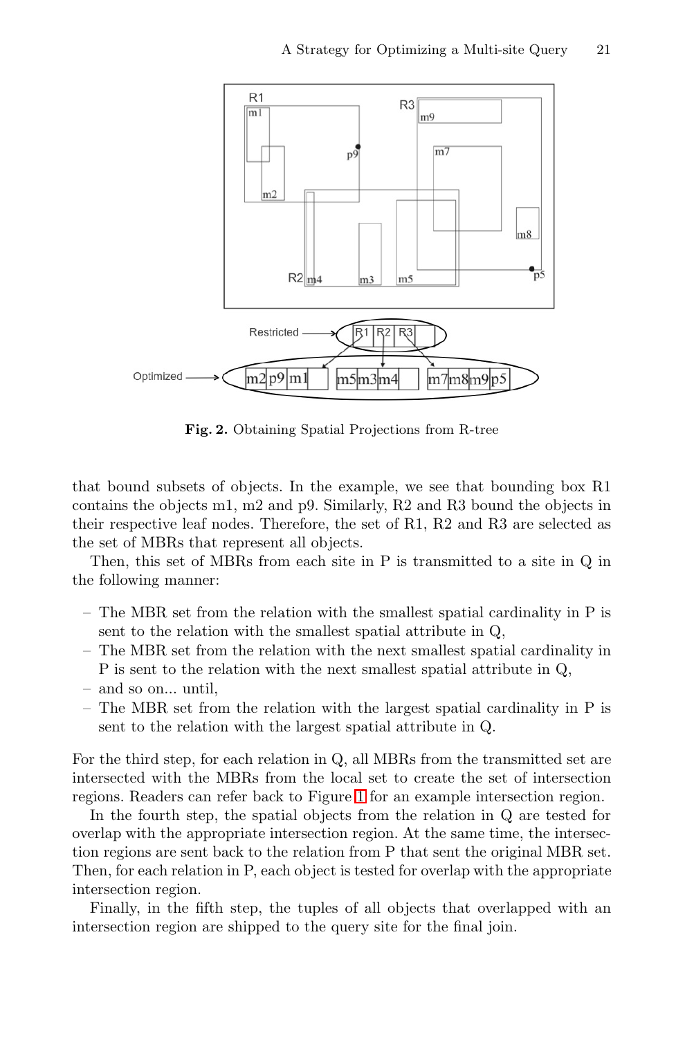**Fig. 2.** Obtaining Spatial Projections from R-tree

that bound subsets of objects. In the example, we see that bounding box R1 contains the objects m1, m2 and p9. Similarly, R2 and R3 bound the objects in their respective leaf nodes. Therefore, the set of R1, R2 and R3 are selected as the set of MBRs that represent all objects.

Then, this set of MBRs from each site in P is transmitted to a site in Q in the following manner:

- The MBR set from the relation with the smallest spatial cardinality in P is sent to the relation with the smallest spatial attribute in Q,
- The MBR set from the relation with the next smallest spatial cardinality in P is sent to the relation with the next smallest spatial attribute in Q,
- and so on... until,
- The MBR set from the relation with the largest spatial cardinality in P is sent to the relation with the largest spatial attribute in Q.

For the third step, for each relation in Q, all MBRs from the transmitted set are intersected with the MBRs from the local set to create the set of intersection regions. Readers can refer back to Figure 1 for an example intersection region.

In the fourth step, the spatial objects from the relation in Q are tested for overlap with the appropriate intersection region. At the same time, the intersection regions are sent back to the relation from P that sent the original MBR set. Then, for each relation in P, each object is tested for overlap with the appropriate intersection region.

Finally, in the fifth step, the tuples of all objects that overlapped with an intersection region are shipped to the query site for the final join.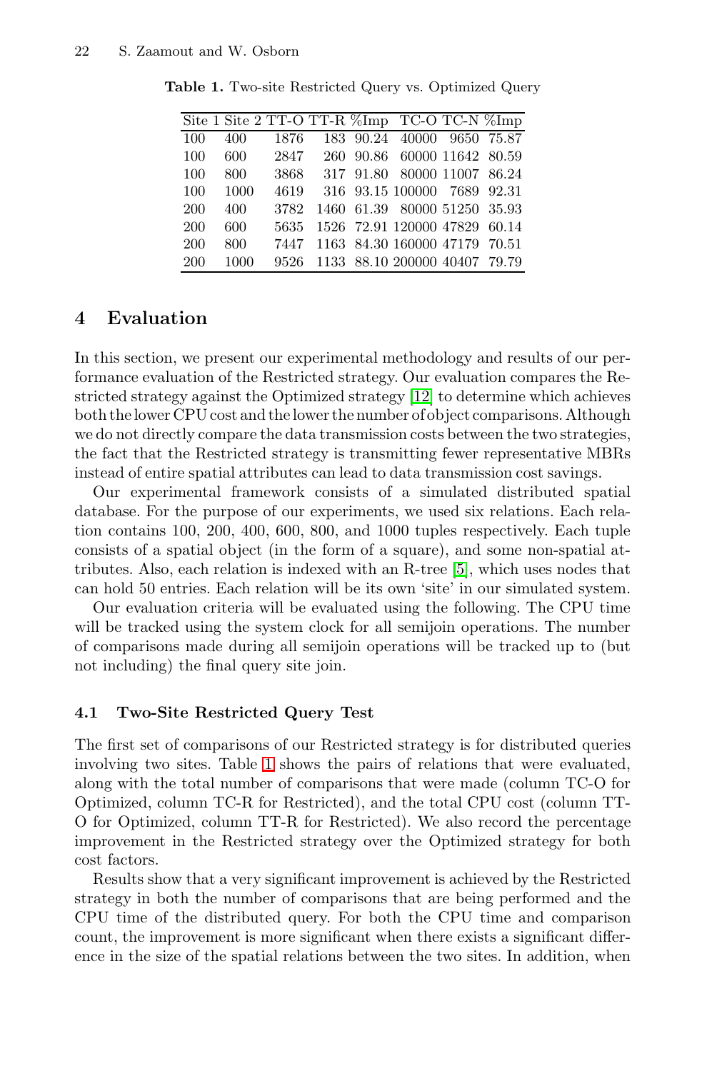**Table 1.** Two-site Restricted Query vs. Optimized Query

| Site 1 | Site 2 | TT-O | TT-R | %Imp | TC-O | TC-N | %Imp |
|---|---|---|---|---|---|---|---|
| 100 | 400 | 1876 | 183 | 90.24 | 40000 | 9650 | 75.87 |
| 100 | 600 | 2847 | 260 | 90.86 | 60000 | 11642 | 80.59 |
| 100 | 800 | 3868 | 317 | 91.80 | 80000 | 11007 | 86.24 |
| 100 | 1000 | 4619 | 316 | 93.15 | 100000 | 7689 | 92.31 |
| 200 | 400 | 3782 | 1460 | 61.39 | 80000 | 51250 | 35.93 |
| 200 | 600 | 5635 | 1526 | 72.91 | 120000 | 47829 | 60.14 |
| 200 | 800 | 7447 | 1163 | 84.30 | 160000 | 47179 | 70.51 |
| 200 | 1000 | 9526 | 1133 | 88.10 | 200000 | 40407 | 79.79 |

## 4 Evaluation

In this section, we present our experimental methodology and results of our performance evaluation of the Restricted strategy. Our evaluation compares the Restricted strategy against the Optimized strategy [12] to determine which achieves both the lower CPU cost and the lower the number of object comparisons. Although we do not directly compare the data transmission costs between the two strategies, the fact that the Restricted strategy is transmitting fewer representative MBRs instead of entire spatial attributes can lead to data transmission cost savings.

Our experimental framework consists of a simulated distributed spatial database. For the purpose of our experiments, we used six relations. Each relation contains 100, 200, 400, 600, 800, and 1000 tuples respectively. Each tuple consists of a spatial object (in the form of a square), and some non-spatial attributes. Also, each relation is indexed with an R-tree [5], which uses nodes that can hold 50 entries. Each relation will be its own 'site' in our simulated system.

Our evaluation criteria will be evaluated using the following. The CPU time will be tracked using the system clock for all semijoin operations. The number of comparisons made during all semijoin operations will be tracked up to (but not including) the final query site join.

### 4.1 Two-Site Restricted Query Test

The first set of comparisons of our Restricted strategy is for distributed queries involving two sites. Table 1 shows the pairs of relations that were evaluated, along with the total number of comparisons that were made (column TC-O for Optimized, column TC-R for Restricted), and the total CPU cost (column TT-O for Optimized, column TT-R for Restricted). We also record the percentage improvement in the Restricted strategy over the Optimized strategy for both cost factors.

Results show that a very significant improvement is achieved by the Restricted strategy in both the number of comparisons that are being performed and the CPU time of the distributed query. For both the CPU time and comparison count, the improvement is more significant when there exists a significant difference in the size of the spatial relations between the two sites. In addition, when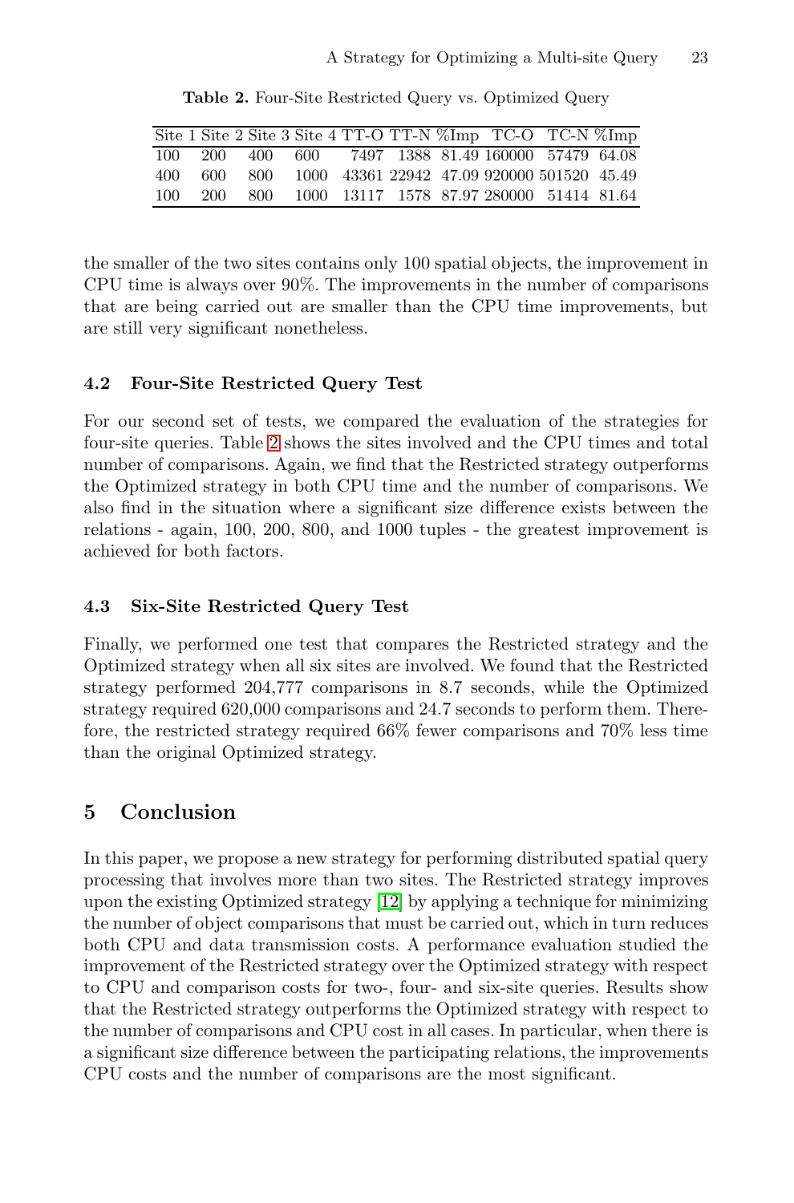**Table 2.** Four-Site Restricted Query vs. Optimized Query

| Site 1 | Site 2 | Site 3 | Site 4 | TT-O | TT-N | %Imp | TC-O | TC-N | %Imp |
|---|---|---|---|---|---|---|---|---|---|
| 100 | 200 | 400 | 600 | 7497 | 1388 | 81.49 | 160000 | 57479 | 64.08 |
| 400 | 600 | 800 | 1000 | 43361 | 22942 | 47.09 | 920000 | 501520 | 45.49 |
| 100 | 200 | 800 | 1000 | 13117 | 1578 | 87.97 | 280000 | 51414 | 81.64 |

the smaller of the two sites contains only 100 spatial objects, the improvement in CPU time is always over 90%. The improvements in the number of comparisons that are being carried out are smaller than the CPU time improvements, but are still very significant nonetheless.

### 4.2 Four-Site Restricted Query Test

For our second set of tests, we compared the evaluation of the strategies for four-site queries. Table 2 shows the sites involved and the CPU times and total number of comparisons. Again, we find that the Restricted strategy outperforms the Optimized strategy in both CPU time and the number of comparisons. We also find in the situation where a significant size difference exists between the relations - again, 100, 200, 800, and 1000 tuples - the greatest improvement is achieved for both factors.

### 4.3 Six-Site Restricted Query Test

Finally, we performed one test that compares the Restricted strategy and the Optimized strategy when all six sites are involved. We found that the Restricted strategy performed 204,777 comparisons in 8.7 seconds, while the Optimized strategy required 620,000 comparisons and 24.7 seconds to perform them. Therefore, the restricted strategy required 66% fewer comparisons and 70% less time than the original Optimized strategy.

## 5 Conclusion

In this paper, we propose a new strategy for performing distributed spatial query processing that involves more than two sites. The Restricted strategy improves upon the existing Optimized strategy [12] by applying a technique for minimizing the number of object comparisons that must be carried out, which in turn reduces both CPU and data transmission costs. A performance evaluation studied the improvement of the Restricted strategy over the Optimized strategy with respect to CPU and comparison costs for two-, four- and six-site queries. Results show that the Restricted strategy outperforms the Optimized strategy with respect to the number of comparisons and CPU cost in all cases. In particular, when there is a significant size difference between the participating relations, the improvements CPU costs and the number of comparisons are the most significant.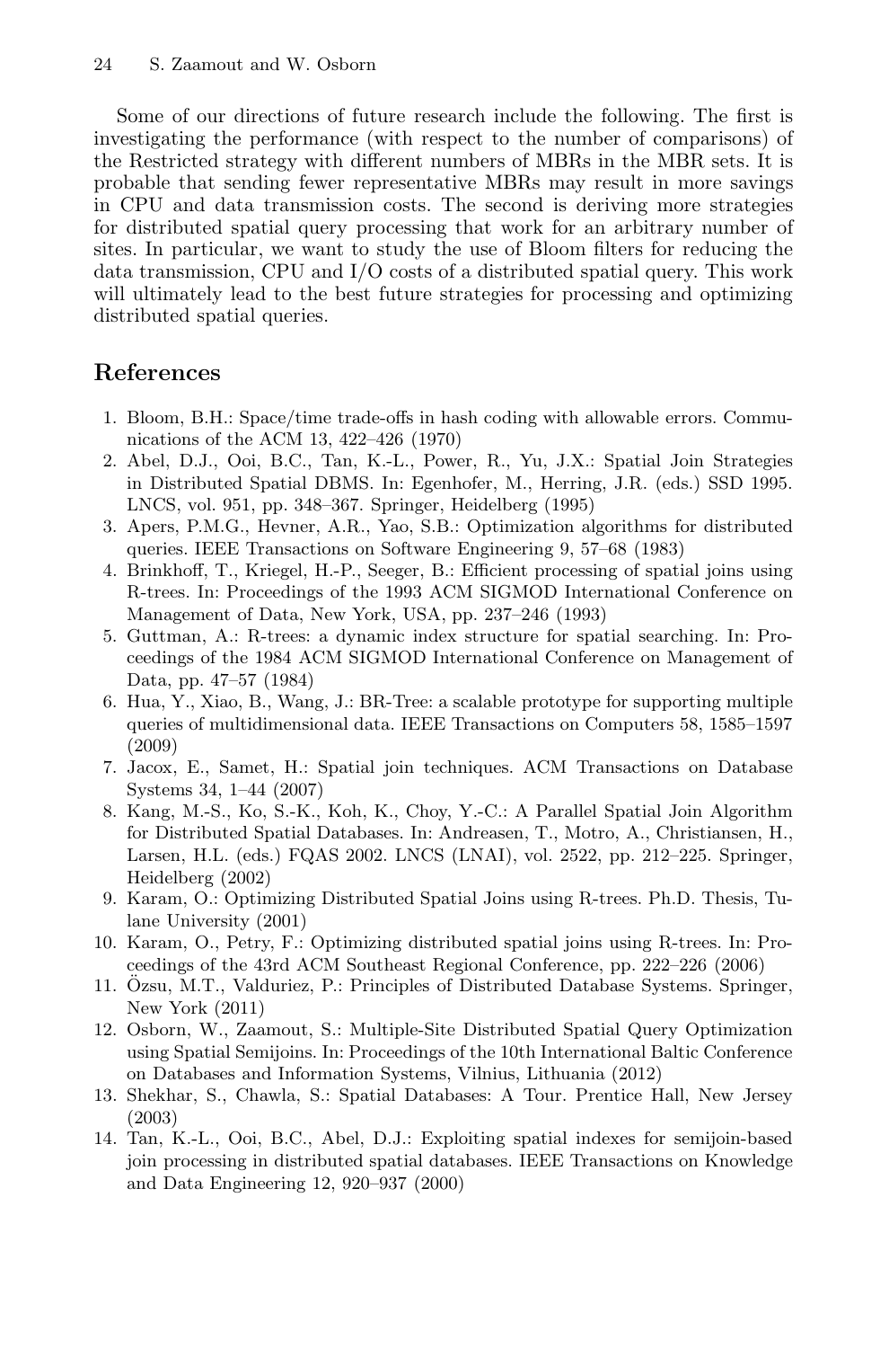Some of our directions of future research include the following. The first is investigating the performance (with respect to the number of comparisons) of the Restricted strategy with different numbers of MBRs in the MBR sets. It is probable that sending fewer representative MBRs may result in more savings in CPU and data transmission costs. The second is deriving more strategies for distributed spatial query processing that work for an arbitrary number of sites. In particular, we want to study the use of Bloom filters for reducing the data transmission, CPU and I/O costs of a distributed spatial query. This work will ultimately lead to the best future strategies for processing and optimizing distributed spatial queries.

## References

1. Bloom, B.H.: Space/time trade-offs in hash coding with allowable errors. Communications of the ACM 13, 422–426 (1970)
2. Abel, D.J., Ooi, B.C., Tan, K.-L., Power, R., Yu, J.X.: Spatial Join Strategies in Distributed Spatial DBMS. In: Egenhofer, M., Herring, J.R. (eds.) SSD 1995. LNCS, vol. 951, pp. 348–367. Springer, Heidelberg (1995)
3. Apers, P.M.G., Hevner, A.R., Yao, S.B.: Optimization algorithms for distributed queries. IEEE Transactions on Software Engineering 9, 57–68 (1983)
4. Brinkhoff, T., Kriegel, H.-P., Seeger, B.: Efficient processing of spatial joins using R-trees. In: Proceedings of the 1993 ACM SIGMOD International Conference on Management of Data, New York, USA, pp. 237–246 (1993)
5. Guttman, A.: R-trees: a dynamic index structure for spatial searching. In: Proceedings of the 1984 ACM SIGMOD International Conference on Management of Data, pp. 47–57 (1984)
6. Hua, Y., Xiao, B., Wang, J.: BR-Tree: a scalable prototype for supporting multiple queries of multidimensional data. IEEE Transactions on Computers 58, 1585–1597 (2009)
7. Jacox, E., Samet, H.: Spatial join techniques. ACM Transactions on Database Systems 34, 1–44 (2007)
8. Kang, M.-S., Ko, S.-K., Koh, K., Choy, Y.-C.: A Parallel Spatial Join Algorithm for Distributed Spatial Databases. In: Andreasen, T., Motro, A., Christiansen, H., Larsen, H.L. (eds.) FQAS 2002. LNCS (LNAI), vol. 2522, pp. 212–225. Springer, Heidelberg (2002)
9. Karam, O.: Optimizing Distributed Spatial Joins using R-trees. Ph.D. Thesis, Tulane University (2001)
10. Karam, O., Petry, F.: Optimizing distributed spatial joins using R-trees. In: Proceedings of the 43rd ACM Southeast Regional Conference, pp. 222–226 (2006)
11. Özsu, M.T., Valduriez, P.: Principles of Distributed Database Systems. Springer, New York (2011)
12. Osborn, W., Zaamout, S.: Multiple-Site Distributed Spatial Query Optimization using Spatial Semijoins. In: Proceedings of the 10th International Baltic Conference on Databases and Information Systems, Vilnius, Lithuania (2012)
13. Shekhar, S., Chawla, S.: Spatial Databases: A Tour. Prentice Hall, New Jersey (2003)
14. Tan, K.-L., Ooi, B.C., Abel, D.J.: Exploiting spatial indexes for semijoin-based join processing in distributed spatial databases. IEEE Transactions on Knowledge and Data Engineering 12, 920–937 (2000)